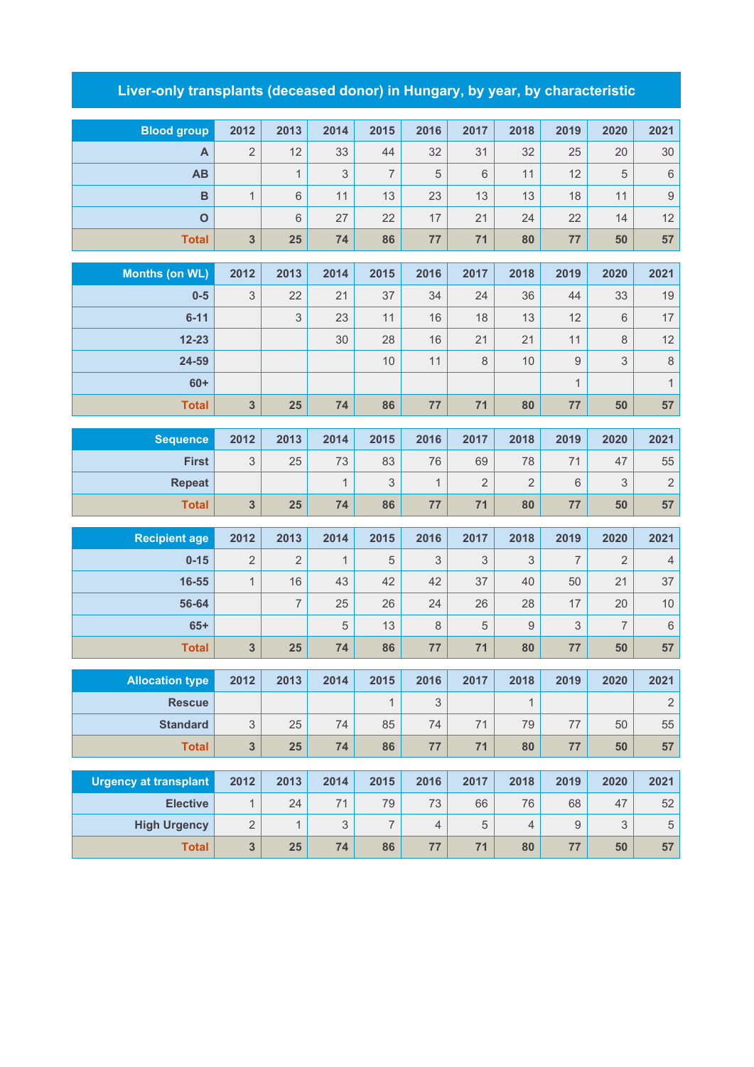# Liver-only transplants (deceased donor) in Hungary, by year, by characteristic

| Blood group | 2012 | 2013 | 2014 | 2015 | 2016 | 2017 | 2018 | 2019 | 2020 | 2021 |
|---|---|---|---|---|---|---|---|---|---|---|
| A | 2 | 12 | 33 | 44 | 32 | 31 | 32 | 25 | 20 | 30 |
| AB | | 1 | 3 | 7 | 5 | 6 | 11 | 12 | 5 | 6 |
| B | 1 | 6 | 11 | 13 | 23 | 13 | 13 | 18 | 11 | 9 |
| O | | 6 | 27 | 22 | 17 | 21 | 24 | 22 | 14 | 12 |
| **Total** | **3** | **25** | **74** | **86** | **77** | **71** | **80** | **77** | **50** | **57** |

| Months (on WL) | 2012 | 2013 | 2014 | 2015 | 2016 | 2017 | 2018 | 2019 | 2020 | 2021 |
|---|---|---|---|---|---|---|---|---|---|---|
| 0-5 | 3 | 22 | 21 | 37 | 34 | 24 | 36 | 44 | 33 | 19 |
| 6-11 | | 3 | 23 | 11 | 16 | 18 | 13 | 12 | 6 | 17 |
| 12-23 | | | 30 | 28 | 16 | 21 | 21 | 11 | 8 | 12 |
| 24-59 | | | | 10 | 11 | 8 | 10 | 9 | 3 | 8 |
| 60+ | | | | | | | | 1 | | 1 |
| **Total** | **3** | **25** | **74** | **86** | **77** | **71** | **80** | **77** | **50** | **57** |

| Sequence | 2012 | 2013 | 2014 | 2015 | 2016 | 2017 | 2018 | 2019 | 2020 | 2021 |
|---|---|---|---|---|---|---|---|---|---|---|
| First | 3 | 25 | 73 | 83 | 76 | 69 | 78 | 71 | 47 | 55 |
| Repeat | | | 1 | 3 | 1 | 2 | 2 | 6 | 3 | 2 |
| **Total** | **3** | **25** | **74** | **86** | **77** | **71** | **80** | **77** | **50** | **57** |

| Recipient age | 2012 | 2013 | 2014 | 2015 | 2016 | 2017 | 2018 | 2019 | 2020 | 2021 |
|---|---|---|---|---|---|---|---|---|---|---|
| 0-15 | 2 | 2 | 1 | 5 | 3 | 3 | 3 | 7 | 2 | 4 |
| 16-55 | 1 | 16 | 43 | 42 | 42 | 37 | 40 | 50 | 21 | 37 |
| 56-64 | | 7 | 25 | 26 | 24 | 26 | 28 | 17 | 20 | 10 |
| 65+ | | | 5 | 13 | 8 | 5 | 9 | 3 | 7 | 6 |
| **Total** | **3** | **25** | **74** | **86** | **77** | **71** | **80** | **77** | **50** | **57** |

| Allocation type | 2012 | 2013 | 2014 | 2015 | 2016 | 2017 | 2018 | 2019 | 2020 | 2021 |
|---|---|---|---|---|---|---|---|---|---|---|
| Rescue | | | | 1 | 3 | | 1 | | | 2 |
| Standard | 3 | 25 | 74 | 85 | 74 | 71 | 79 | 77 | 50 | 55 |
| **Total** | **3** | **25** | **74** | **86** | **77** | **71** | **80** | **77** | **50** | **57** |

| Urgency at transplant | 2012 | 2013 | 2014 | 2015 | 2016 | 2017 | 2018 | 2019 | 2020 | 2021 |
|---|---|---|---|---|---|---|---|---|---|---|
| Elective | 1 | 24 | 71 | 79 | 73 | 66 | 76 | 68 | 47 | 52 |
| High Urgency | 2 | 1 | 3 | 7 | 4 | 5 | 4 | 9 | 3 | 5 |
| **Total** | **3** | **25** | **74** | **86** | **77** | **71** | **80** | **77** | **50** | **57** |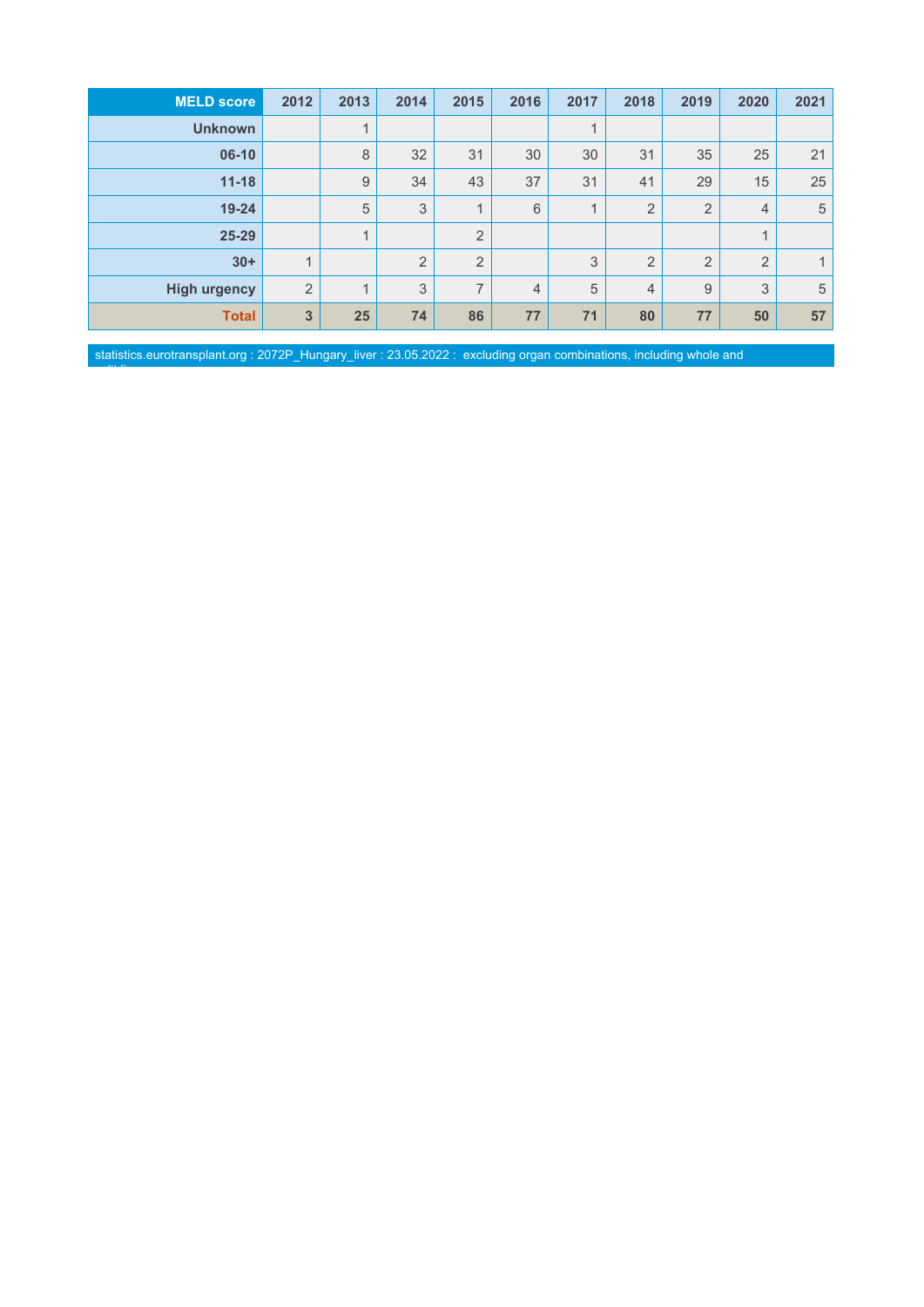| MELD score | 2012 | 2013 | 2014 | 2015 | 2016 | 2017 | 2018 | 2019 | 2020 | 2021 |
|---|---|---|---|---|---|---|---|---|---|---|
| Unknown | | 1 | | | | 1 | | | | |
| 06-10 | | 8 | 32 | 31 | 30 | 30 | 31 | 35 | 25 | 21 |
| 11-18 | | 9 | 34 | 43 | 37 | 31 | 41 | 29 | 15 | 25 |
| 19-24 | | 5 | 3 | 1 | 6 | 1 | 2 | 2 | 4 | 5 |
| 25-29 | | 1 | | 2 | | | | | 1 | |
| 30+ | 1 | | 2 | 2 | | 3 | 2 | 2 | 2 | 1 |
| High urgency | 2 | 1 | 3 | 7 | 4 | 5 | 4 | 9 | 3 | 5 |
| **Total** | **3** | **25** | **74** | **86** | **77** | **71** | **80** | **77** | **50** | **57** |

statistics.eurotransplant.org : 2072P_Hungary_liver : 23.05.2022 : excluding organ combinations, including whole and split livers